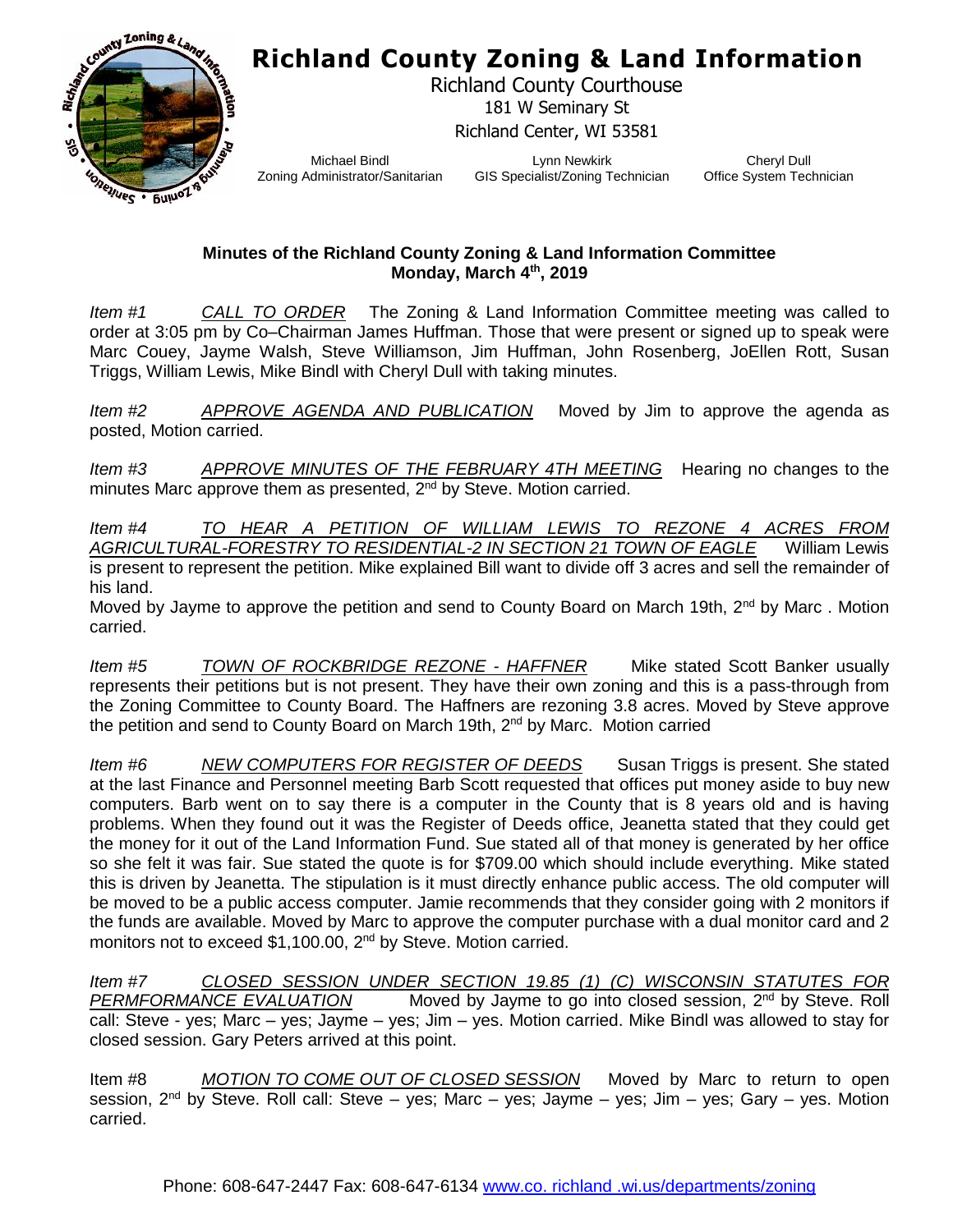# Richland County Zoning & Land Information

Richland County Courthouse
181 W Seminary St
Richland Center, WI 53581

Michael Bindl
Zoning Administrator/Sanitarian

Lynn Newkirk
GIS Specialist/Zoning Technician

Cheryl Dull
Office System Technician

**Minutes of the Richland County Zoning & Land Information Committee**
**Monday, March 4th, 2019**

*Item #1* *CALL TO ORDER* The Zoning & Land Information Committee meeting was called to order at 3:05 pm by Co–Chairman James Huffman. Those that were present or signed up to speak were Marc Couey, Jayme Walsh, Steve Williamson, Jim Huffman, John Rosenberg, JoEllen Rott, Susan Triggs, William Lewis, Mike Bindl with Cheryl Dull with taking minutes.

*Item #2* *APPROVE AGENDA AND PUBLICATION* Moved by Jim to approve the agenda as posted, Motion carried.

*Item #3* *APPROVE MINUTES OF THE FEBRUARY 4TH MEETING* Hearing no changes to the minutes Marc approve them as presented, 2nd by Steve. Motion carried.

*Item #4* *TO HEAR A PETITION OF WILLIAM LEWIS TO REZONE 4 ACRES FROM AGRICULTURAL-FORESTRY TO RESIDENTIAL-2 IN SECTION 21 TOWN OF EAGLE* William Lewis is present to represent the petition. Mike explained Bill want to divide off 3 acres and sell the remainder of his land.
Moved by Jayme to approve the petition and send to County Board on March 19th, 2nd by Marc . Motion carried.

*Item #5* *TOWN OF ROCKBRIDGE REZONE - HAFFNER* Mike stated Scott Banker usually represents their petitions but is not present. They have their own zoning and this is a pass-through from the Zoning Committee to County Board. The Haffners are rezoning 3.8 acres. Moved by Steve approve the petition and send to County Board on March 19th, 2nd by Marc. Motion carried

*Item #6* *NEW COMPUTERS FOR REGISTER OF DEEDS* Susan Triggs is present. She stated at the last Finance and Personnel meeting Barb Scott requested that offices put money aside to buy new computers. Barb went on to say there is a computer in the County that is 8 years old and is having problems. When they found out it was the Register of Deeds office, Jeanetta stated that they could get the money for it out of the Land Information Fund. Sue stated all of that money is generated by her office so she felt it was fair. Sue stated the quote is for $709.00 which should include everything. Mike stated this is driven by Jeanetta. The stipulation is it must directly enhance public access. The old computer will be moved to be a public access computer. Jamie recommends that they consider going with 2 monitors if the funds are available. Moved by Marc to approve the computer purchase with a dual monitor card and 2 monitors not to exceed $1,100.00, 2nd by Steve. Motion carried.

*Item #7* *CLOSED SESSION UNDER SECTION 19.85 (1) (C) WISCONSIN STATUTES FOR PERMFORMANCE EVALUATION* Moved by Jayme to go into closed session, 2nd by Steve. Roll call: Steve - yes; Marc – yes; Jayme – yes; Jim – yes. Motion carried. Mike Bindl was allowed to stay for closed session. Gary Peters arrived at this point.

Item #8 *MOTION TO COME OUT OF CLOSED SESSION* Moved by Marc to return to open session, 2nd by Steve. Roll call: Steve – yes; Marc – yes; Jayme – yes; Jim – yes; Gary – yes. Motion carried.

Phone: 608-647-2447 Fax: 608-647-6134 www.co. richland .wi.us/departments/zoning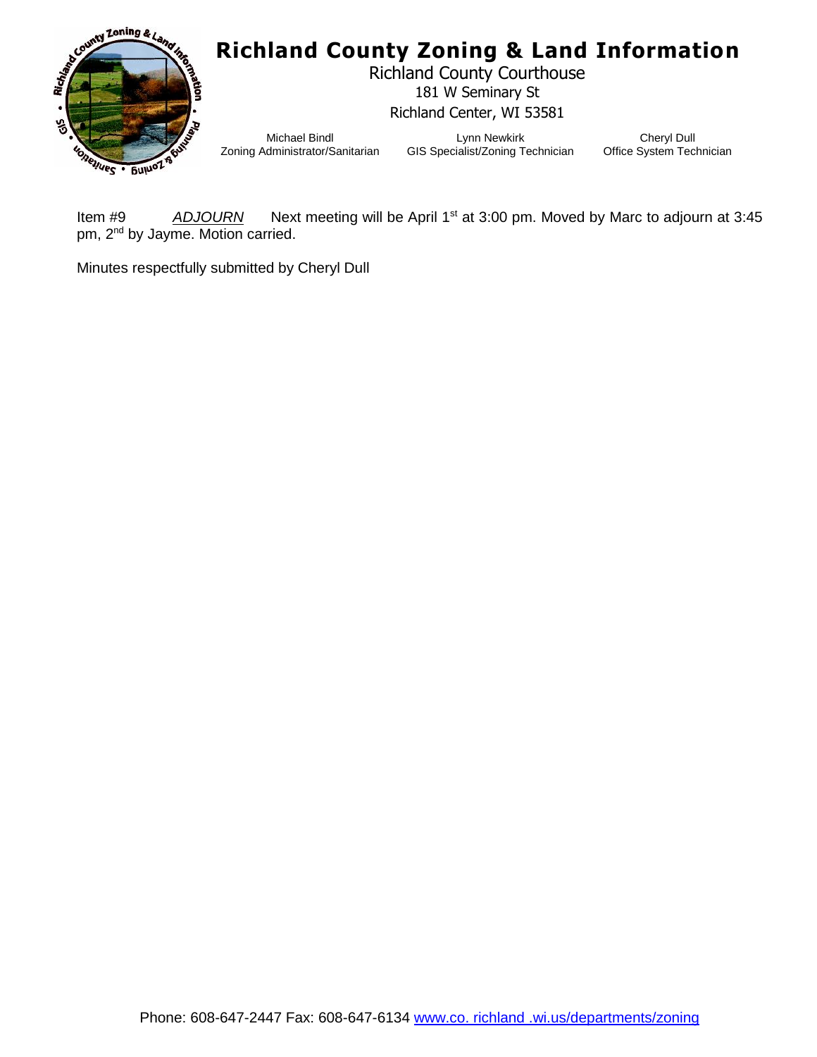# Richland County Zoning & Land Information

Richland County Courthouse
181 W Seminary St
Richland Center, WI 53581

| Michael Bindl | Lynn Newkirk | Cheryl Dull |
|---|---|---|
| Zoning Administrator/Sanitarian | GIS Specialist/Zoning Technician | Office System Technician |

Item #9 *ADJOURN* Next meeting will be April 1st at 3:00 pm. Moved by Marc to adjourn at 3:45 pm, 2nd by Jayme. Motion carried.

Minutes respectfully submitted by Cheryl Dull

Phone: 608-647-2447 Fax: 608-647-6134 www.co. richland .wi.us/departments/zoning